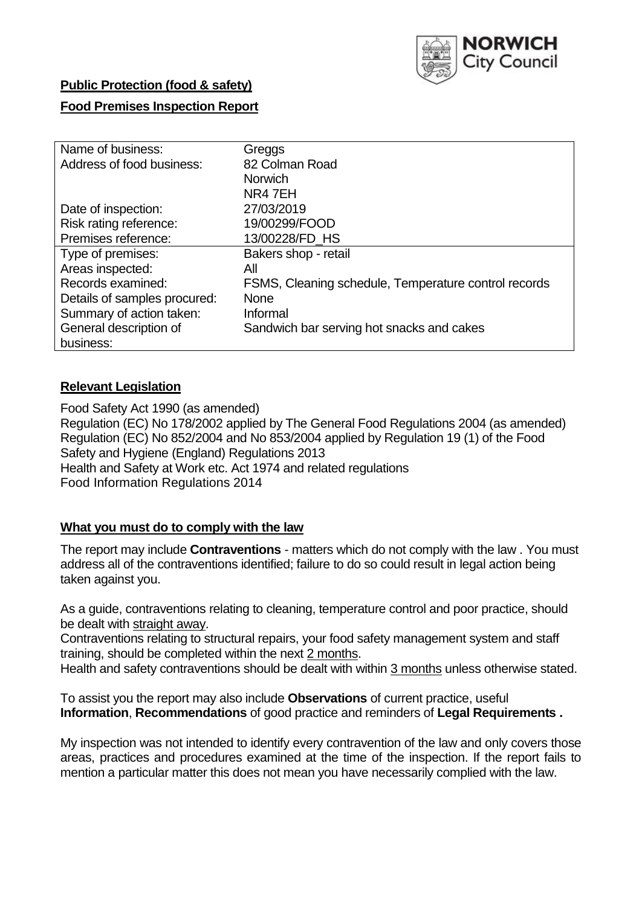NORWICH City Council

**Public Protection (food & safety)**

**Food Premises Inspection Report**

| Name of business: | Greggs |
|---|---|
| Address of food business: | 82 Colman Road<br>Norwich<br>NR4 7EH |
| Date of inspection: | 27/03/2019 |
| Risk rating reference: | 19/00299/FOOD |
| Premises reference: | 13/00228/FD_HS |
| Type of premises: | Bakers shop - retail |
| Areas inspected: | All |
| Records examined: | FSMS, Cleaning schedule, Temperature control records |
| Details of samples procured: | None |
| Summary of action taken: | Informal |
| General description of business: | Sandwich bar serving hot snacks and cakes |

## Relevant Legislation

Food Safety Act 1990 (as amended)
Regulation (EC) No 178/2002 applied by The General Food Regulations 2004 (as amended)
Regulation (EC) No 852/2004 and No 853/2004 applied by Regulation 19 (1) of the Food Safety and Hygiene (England) Regulations 2013
Health and Safety at Work etc. Act 1974 and related regulations
Food Information Regulations 2014

## What you must do to comply with the law

The report may include **Contraventions** - matters which do not comply with the law . You must address all of the contraventions identified; failure to do so could result in legal action being taken against you.

As a guide, contraventions relating to cleaning, temperature control and poor practice, should be dealt with straight away.

Contraventions relating to structural repairs, your food safety management system and staff training, should be completed within the next 2 months.

Health and safety contraventions should be dealt with within 3 months unless otherwise stated.

To assist you the report may also include **Observations** of current practice, useful **Information**, **Recommendations** of good practice and reminders of **Legal Requirements .**

My inspection was not intended to identify every contravention of the law and only covers those areas, practices and procedures examined at the time of the inspection. If the report fails to mention a particular matter this does not mean you have necessarily complied with the law.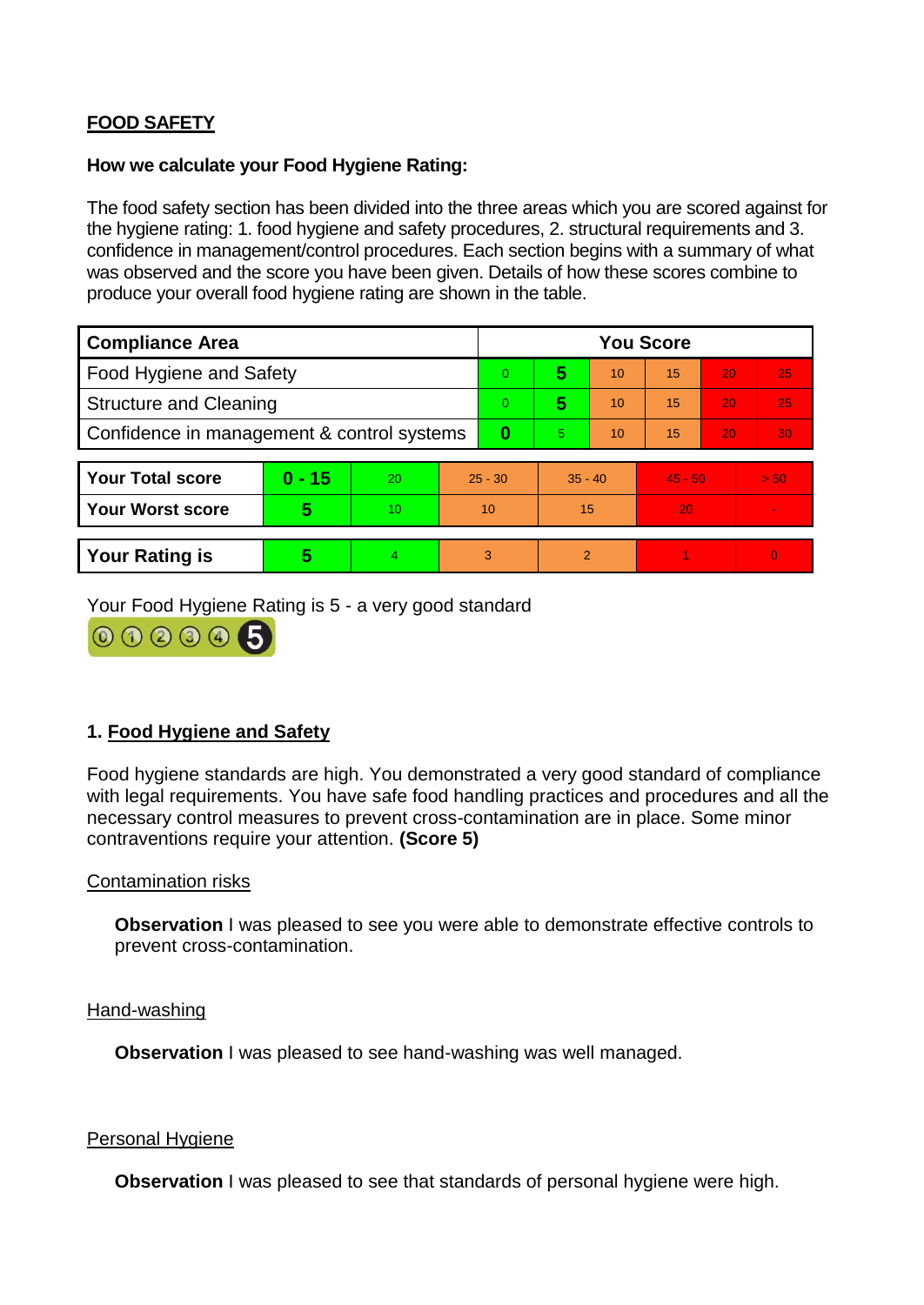**FOOD SAFETY**

**How we calculate your Food Hygiene Rating:**

The food safety section has been divided into the three areas which you are scored against for the hygiene rating: 1. food hygiene and safety procedures, 2. structural requirements and 3. confidence in management/control procedures. Each section begins with a summary of what was observed and the score you have been given. Details of how these scores combine to produce your overall food hygiene rating are shown in the table.

| Compliance Area | You Score | | | | | |
|---|---|---|---|---|---|---|
| Food Hygiene and Safety | 0 | **5** | 10 | 15 | 20 | 25 |
| Structure and Cleaning | 0 | **5** | 10 | 15 | 20 | 25 |
| Confidence in management & control systems | **0** | 5 | 10 | 15 | 20 | 30 |

| | | | | | | |
|---|---|---|---|---|---|---|
| **Your Total score** | **0 - 15** | 20 | 25 - 30 | 35 - 40 | 45 - 50 | > 50 |
| **Your Worst score** | **5** | 10 | 10 | 15 | 20 | - |
| **Your Rating is** | **5** | 4 | 3 | 2 | 1 | 0 |

Your Food Hygiene Rating is 5 - a very good standard

## 1. Food Hygiene and Safety

Food hygiene standards are high. You demonstrated a very good standard of compliance with legal requirements. You have safe food handling practices and procedures and all the necessary control measures to prevent cross-contamination are in place. Some minor contraventions require your attention. **(Score 5)**

Contamination risks

**Observation** I was pleased to see you were able to demonstrate effective controls to prevent cross-contamination.

Hand-washing

**Observation** I was pleased to see hand-washing was well managed.

Personal Hygiene

**Observation** I was pleased to see that standards of personal hygiene were high.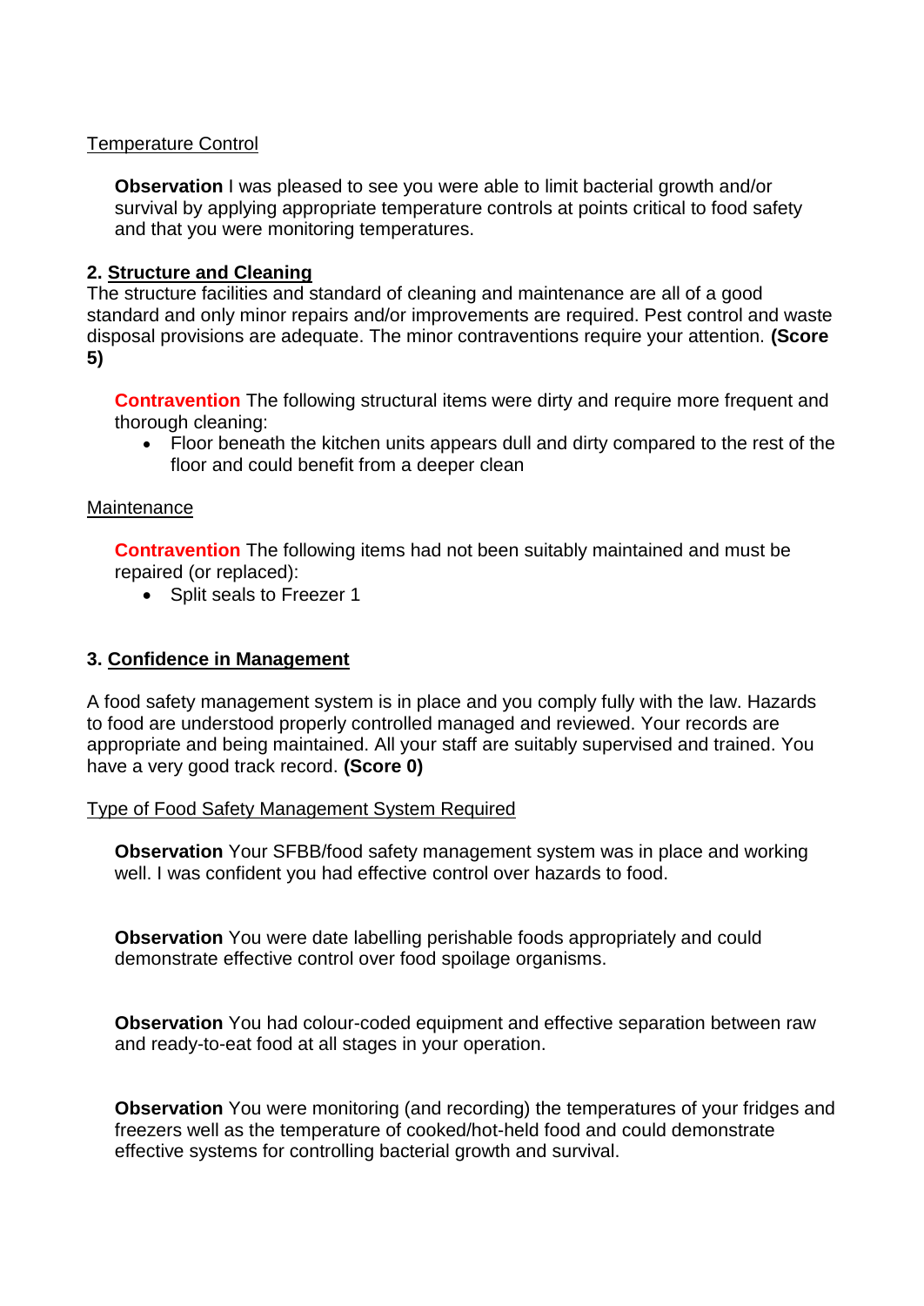Temperature Control

**Observation** I was pleased to see you were able to limit bacterial growth and/or survival by applying appropriate temperature controls at points critical to food safety and that you were monitoring temperatures.

## 2. Structure and Cleaning

The structure facilities and standard of cleaning and maintenance are all of a good standard and only minor repairs and/or improvements are required. Pest control and waste disposal provisions are adequate. The minor contraventions require your attention. **(Score 5)**

**Contravention** The following structural items were dirty and require more frequent and thorough cleaning:

- Floor beneath the kitchen units appears dull and dirty compared to the rest of the floor and could benefit from a deeper clean

Maintenance

**Contravention** The following items had not been suitably maintained and must be repaired (or replaced):

- Split seals to Freezer 1

## 3. Confidence in Management

A food safety management system is in place and you comply fully with the law. Hazards to food are understood properly controlled managed and reviewed. Your records are appropriate and being maintained. All your staff are suitably supervised and trained. You have a very good track record. **(Score 0)**

Type of Food Safety Management System Required

**Observation** Your SFBB/food safety management system was in place and working well. I was confident you had effective control over hazards to food.

**Observation** You were date labelling perishable foods appropriately and could demonstrate effective control over food spoilage organisms.

**Observation** You had colour-coded equipment and effective separation between raw and ready-to-eat food at all stages in your operation.

**Observation** You were monitoring (and recording) the temperatures of your fridges and freezers well as the temperature of cooked/hot-held food and could demonstrate effective systems for controlling bacterial growth and survival.